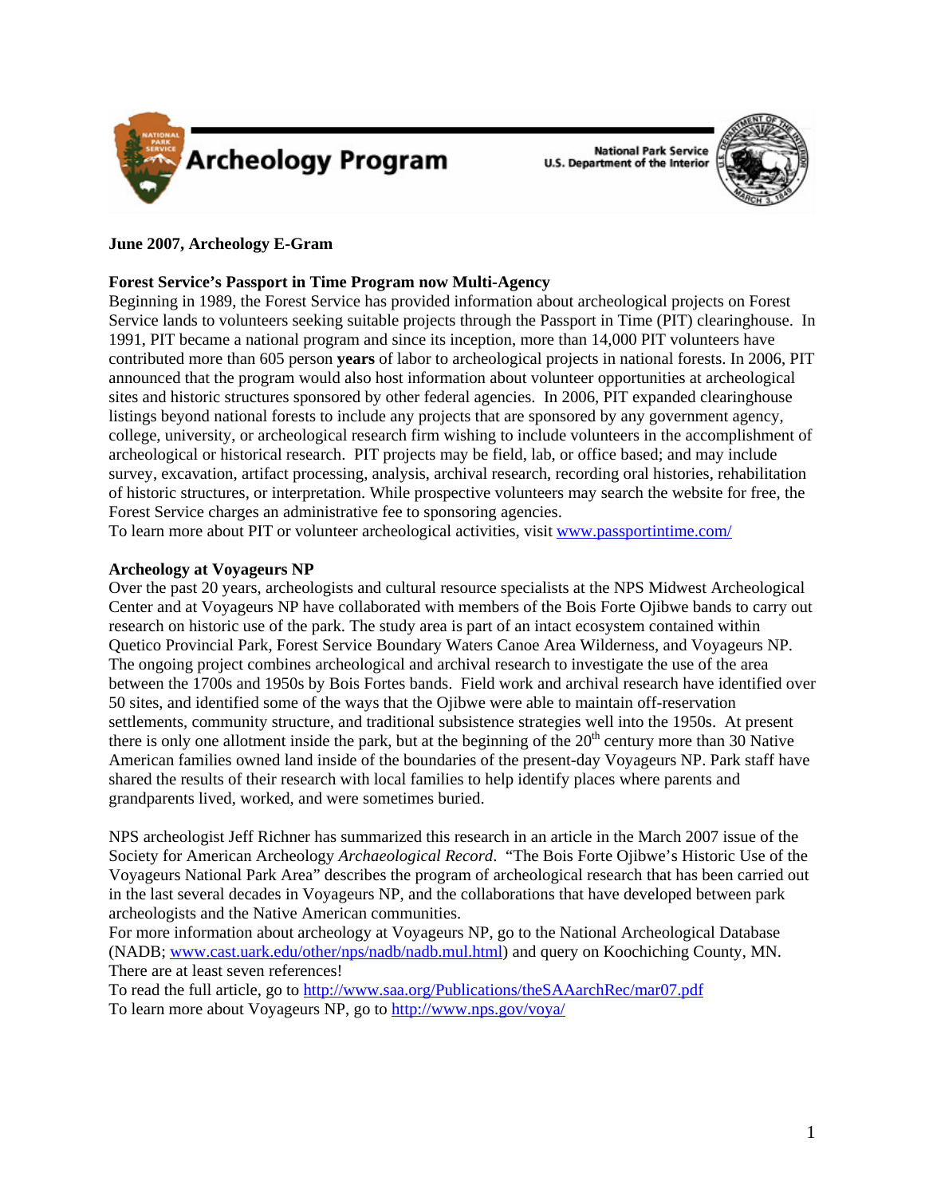Archeology Program

National Park Service
U.S. Department of the Interior

**June 2007, Archeology E-Gram**

**Forest Service's Passport in Time Program now Multi-Agency**

Beginning in 1989, the Forest Service has provided information about archeological projects on Forest Service lands to volunteers seeking suitable projects through the Passport in Time (PIT) clearinghouse. In 1991, PIT became a national program and since its inception, more than 14,000 PIT volunteers have contributed more than 605 person **years** of labor to archeological projects in national forests. In 2006, PIT announced that the program would also host information about volunteer opportunities at archeological sites and historic structures sponsored by other federal agencies. In 2006, PIT expanded clearinghouse listings beyond national forests to include any projects that are sponsored by any government agency, college, university, or archeological research firm wishing to include volunteers in the accomplishment of archeological or historical research. PIT projects may be field, lab, or office based; and may include survey, excavation, artifact processing, analysis, archival research, recording oral histories, rehabilitation of historic structures, or interpretation. While prospective volunteers may search the website for free, the Forest Service charges an administrative fee to sponsoring agencies.

To learn more about PIT or volunteer archeological activities, visit [www.passportintime.com/](www.passportintime.com/)

**Archeology at Voyageurs NP**

Over the past 20 years, archeologists and cultural resource specialists at the NPS Midwest Archeological Center and at Voyageurs NP have collaborated with members of the Bois Forte Ojibwe bands to carry out research on historic use of the park. The study area is part of an intact ecosystem contained within Quetico Provincial Park, Forest Service Boundary Waters Canoe Area Wilderness, and Voyageurs NP. The ongoing project combines archeological and archival research to investigate the use of the area between the 1700s and 1950s by Bois Fortes bands. Field work and archival research have identified over 50 sites, and identified some of the ways that the Ojibwe were able to maintain off-reservation settlements, community structure, and traditional subsistence strategies well into the 1950s. At present there is only one allotment inside the park, but at the beginning of the 20th century more than 30 Native American families owned land inside of the boundaries of the present-day Voyageurs NP. Park staff have shared the results of their research with local families to help identify places where parents and grandparents lived, worked, and were sometimes buried.

NPS archeologist Jeff Richner has summarized this research in an article in the March 2007 issue of the Society for American Archeology *Archaeological Record*. "The Bois Forte Ojibwe's Historic Use of the Voyageurs National Park Area" describes the program of archeological research that has been carried out in the last several decades in Voyageurs NP, and the collaborations that have developed between park archeologists and the Native American communities.

For more information about archeology at Voyageurs NP, go to the National Archeological Database (NADB; [www.cast.uark.edu/other/nps/nadb/nadb.mul.html](www.cast.uark.edu/other/nps/nadb/nadb.mul.html)) and query on Koochiching County, MN. There are at least seven references!

To read the full article, go to [http://www.saa.org/Publications/theSAAarchRec/mar07.pdf](http://www.saa.org/Publications/theSAAarchRec/mar07.pdf)

To learn more about Voyageurs NP, go to [http://www.nps.gov/voya/](http://www.nps.gov/voya/)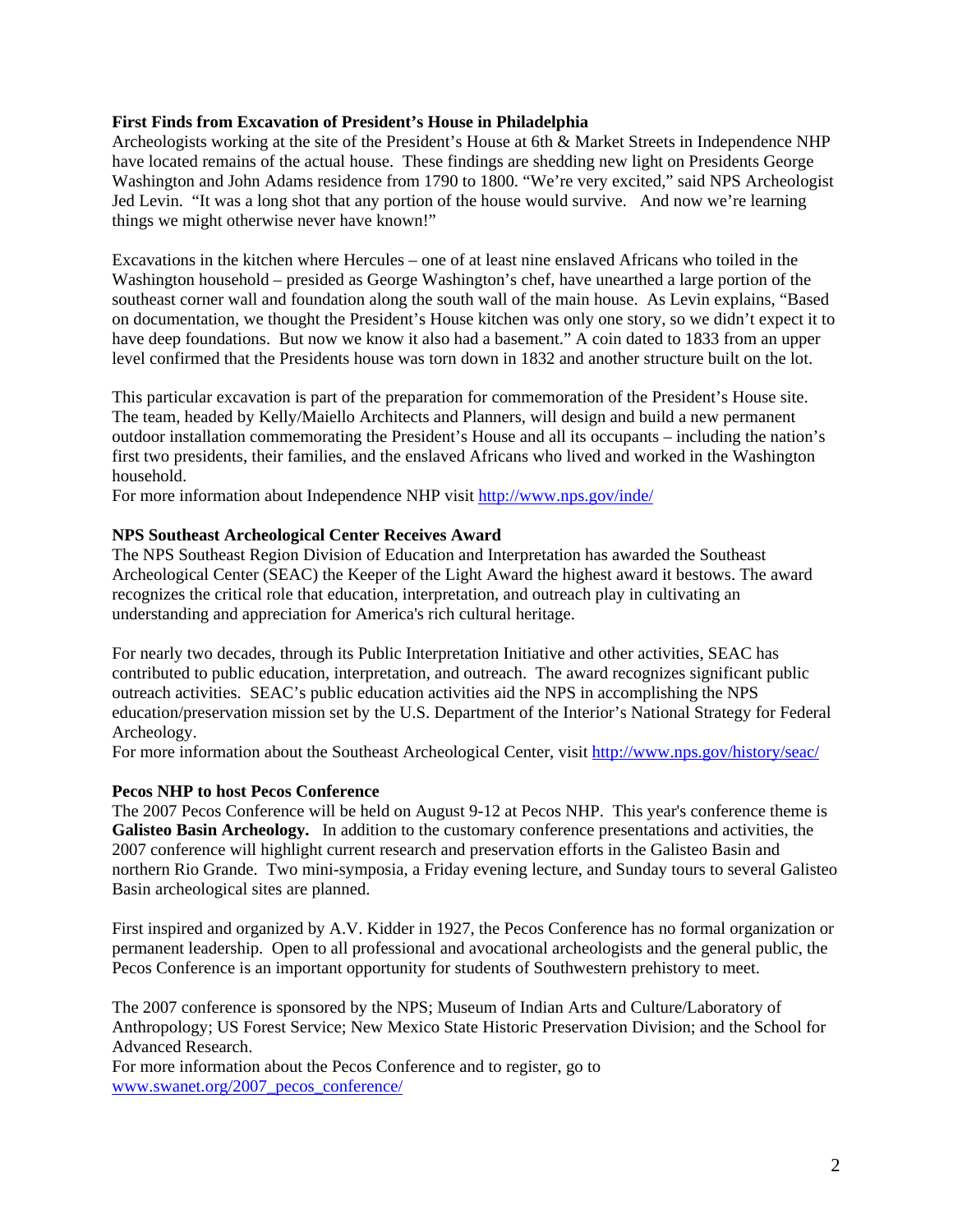### First Finds from Excavation of President's House in Philadelphia

Archeologists working at the site of the President's House at 6th & Market Streets in Independence NHP have located remains of the actual house. These findings are shedding new light on Presidents George Washington and John Adams residence from 1790 to 1800. "We're very excited," said NPS Archeologist Jed Levin. "It was a long shot that any portion of the house would survive. And now we're learning things we might otherwise never have known!"

Excavations in the kitchen where Hercules – one of at least nine enslaved Africans who toiled in the Washington household – presided as George Washington's chef, have unearthed a large portion of the southeast corner wall and foundation along the south wall of the main house. As Levin explains, "Based on documentation, we thought the President's House kitchen was only one story, so we didn't expect it to have deep foundations. But now we know it also had a basement." A coin dated to 1833 from an upper level confirmed that the Presidents house was torn down in 1832 and another structure built on the lot.

This particular excavation is part of the preparation for commemoration of the President's House site. The team, headed by Kelly/Maiello Architects and Planners, will design and build a new permanent outdoor installation commemorating the President's House and all its occupants – including the nation's first two presidents, their families, and the enslaved Africans who lived and worked in the Washington household.

For more information about Independence NHP visit http://www.nps.gov/inde/

### NPS Southeast Archeological Center Receives Award

The NPS Southeast Region Division of Education and Interpretation has awarded the Southeast Archeological Center (SEAC) the Keeper of the Light Award the highest award it bestows. The award recognizes the critical role that education, interpretation, and outreach play in cultivating an understanding and appreciation for America's rich cultural heritage.

For nearly two decades, through its Public Interpretation Initiative and other activities, SEAC has contributed to public education, interpretation, and outreach. The award recognizes significant public outreach activities. SEAC's public education activities aid the NPS in accomplishing the NPS education/preservation mission set by the U.S. Department of the Interior's National Strategy for Federal Archeology.

For more information about the Southeast Archeological Center, visit http://www.nps.gov/history/seac/

### Pecos NHP to host Pecos Conference

The 2007 Pecos Conference will be held on August 9-12 at Pecos NHP. This year's conference theme is **Galisteo Basin Archeology.** In addition to the customary conference presentations and activities, the 2007 conference will highlight current research and preservation efforts in the Galisteo Basin and northern Rio Grande. Two mini-symposia, a Friday evening lecture, and Sunday tours to several Galisteo Basin archeological sites are planned.

First inspired and organized by A.V. Kidder in 1927, the Pecos Conference has no formal organization or permanent leadership. Open to all professional and avocational archeologists and the general public, the Pecos Conference is an important opportunity for students of Southwestern prehistory to meet.

The 2007 conference is sponsored by the NPS; Museum of Indian Arts and Culture/Laboratory of Anthropology; US Forest Service; New Mexico State Historic Preservation Division; and the School for Advanced Research.

For more information about the Pecos Conference and to register, go to www.swanet.org/2007_pecos_conference/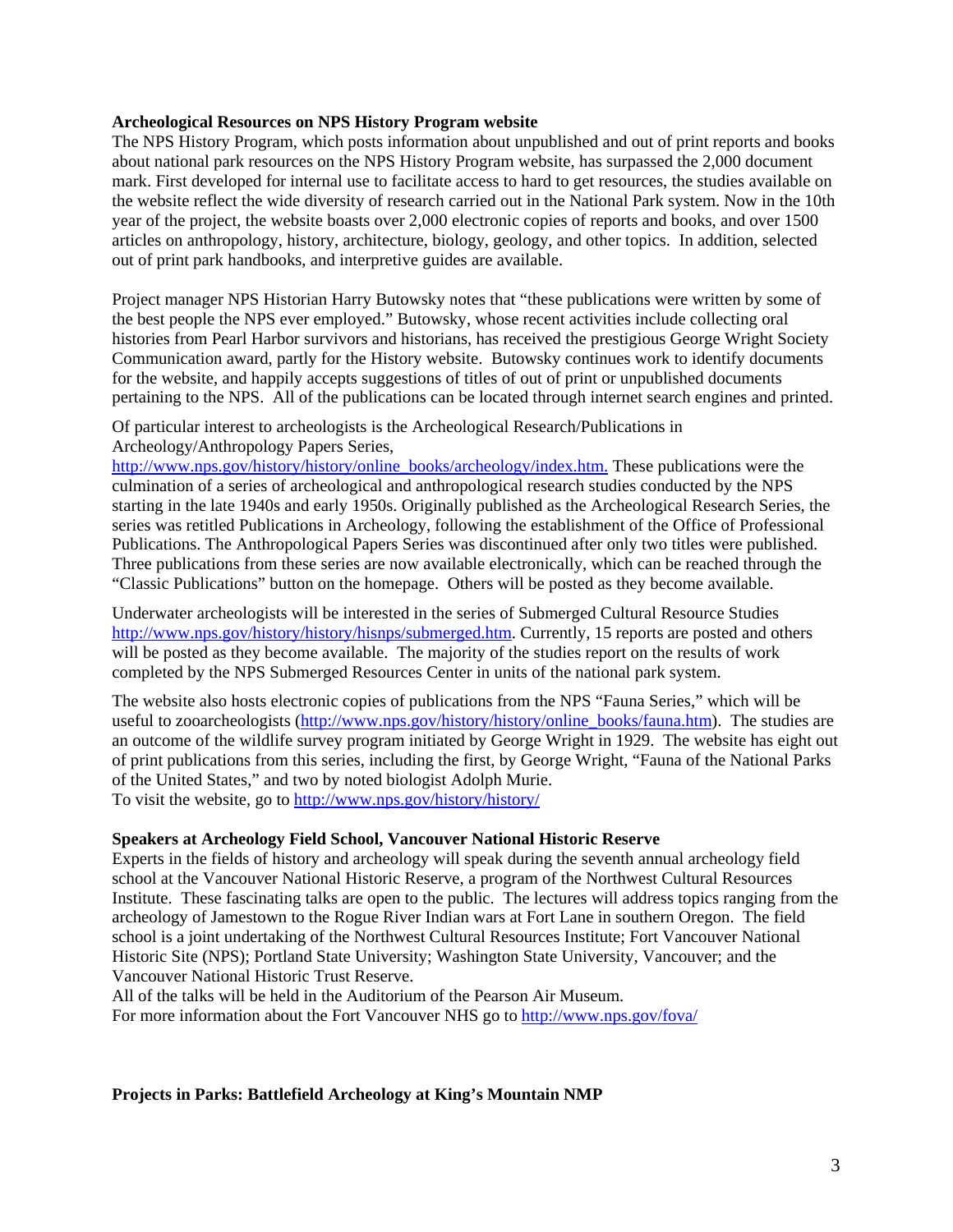**Archeological Resources on NPS History Program website**

The NPS History Program, which posts information about unpublished and out of print reports and books about national park resources on the NPS History Program website, has surpassed the 2,000 document mark. First developed for internal use to facilitate access to hard to get resources, the studies available on the website reflect the wide diversity of research carried out in the National Park system. Now in the 10th year of the project, the website boasts over 2,000 electronic copies of reports and books, and over 1500 articles on anthropology, history, architecture, biology, geology, and other topics. In addition, selected out of print park handbooks, and interpretive guides are available.

Project manager NPS Historian Harry Butowsky notes that "these publications were written by some of the best people the NPS ever employed." Butowsky, whose recent activities include collecting oral histories from Pearl Harbor survivors and historians, has received the prestigious George Wright Society Communication award, partly for the History website. Butowsky continues work to identify documents for the website, and happily accepts suggestions of titles of out of print or unpublished documents pertaining to the NPS. All of the publications can be located through internet search engines and printed.

Of particular interest to archeologists is the Archeological Research/Publications in Archeology/Anthropology Papers Series, http://www.nps.gov/history/history/online_books/archeology/index.htm. These publications were the culmination of a series of archeological and anthropological research studies conducted by the NPS starting in the late 1940s and early 1950s. Originally published as the Archeological Research Series, the series was retitled Publications in Archeology, following the establishment of the Office of Professional Publications. The Anthropological Papers Series was discontinued after only two titles were published. Three publications from these series are now available electronically, which can be reached through the "Classic Publications" button on the homepage. Others will be posted as they become available.

Underwater archeologists will be interested in the series of Submerged Cultural Resource Studies http://www.nps.gov/history/history/hisnps/submerged.htm. Currently, 15 reports are posted and others will be posted as they become available. The majority of the studies report on the results of work completed by the NPS Submerged Resources Center in units of the national park system.

The website also hosts electronic copies of publications from the NPS "Fauna Series," which will be useful to zooarcheologists (http://www.nps.gov/history/history/online_books/fauna.htm). The studies are an outcome of the wildlife survey program initiated by George Wright in 1929. The website has eight out of print publications from this series, including the first, by George Wright, "Fauna of the National Parks of the United States," and two by noted biologist Adolph Murie.
To visit the website, go to http://www.nps.gov/history/history/

**Speakers at Archeology Field School, Vancouver National Historic Reserve**

Experts in the fields of history and archeology will speak during the seventh annual archeology field school at the Vancouver National Historic Reserve, a program of the Northwest Cultural Resources Institute. These fascinating talks are open to the public. The lectures will address topics ranging from the archeology of Jamestown to the Rogue River Indian wars at Fort Lane in southern Oregon. The field school is a joint undertaking of the Northwest Cultural Resources Institute; Fort Vancouver National Historic Site (NPS); Portland State University; Washington State University, Vancouver; and the Vancouver National Historic Trust Reserve.
All of the talks will be held in the Auditorium of the Pearson Air Museum.
For more information about the Fort Vancouver NHS go to http://www.nps.gov/fova/

**Projects in Parks: Battlefield Archeology at King's Mountain NMP**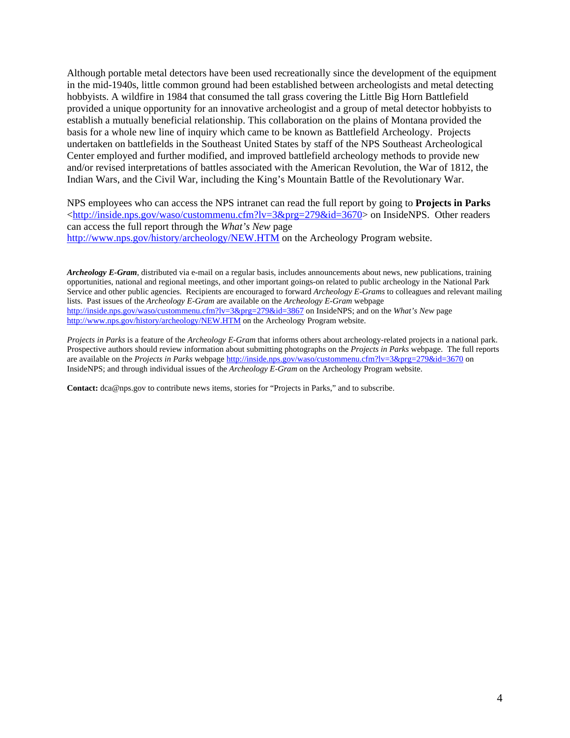Although portable metal detectors have been used recreationally since the development of the equipment in the mid-1940s, little common ground had been established between archeologists and metal detecting hobbyists. A wildfire in 1984 that consumed the tall grass covering the Little Big Horn Battlefield provided a unique opportunity for an innovative archeologist and a group of metal detector hobbyists to establish a mutually beneficial relationship. This collaboration on the plains of Montana provided the basis for a whole new line of inquiry which came to be known as Battlefield Archeology. Projects undertaken on battlefields in the Southeast United States by staff of the NPS Southeast Archeological Center employed and further modified, and improved battlefield archeology methods to provide new and/or revised interpretations of battles associated with the American Revolution, the War of 1812, the Indian Wars, and the Civil War, including the King's Mountain Battle of the Revolutionary War.

NPS employees who can access the NPS intranet can read the full report by going to **Projects in Parks** <http://inside.nps.gov/waso/custommenu.cfm?lv=3&prg=279&id=3670> on InsideNPS. Other readers can access the full report through the *What's New* page http://www.nps.gov/history/archeology/NEW.HTM on the Archeology Program website.

***Archeology E-Gram***, distributed via e-mail on a regular basis, includes announcements about news, new publications, training opportunities, national and regional meetings, and other important goings-on related to public archeology in the National Park Service and other public agencies. Recipients are encouraged to forward *Archeology E-Grams* to colleagues and relevant mailing lists. Past issues of the *Archeology E-Gram* are available on the *Archeology E-Gram* webpage http://inside.nps.gov/waso/custommenu.cfm?lv=3&prg=279&id=3867 on InsideNPS; and on the *What's New* page http://www.nps.gov/history/archeology/NEW.HTM on the Archeology Program website.

*Projects in Parks* is a feature of the *Archeology E-Gram* that informs others about archeology-related projects in a national park. Prospective authors should review information about submitting photographs on the *Projects in Parks* webpage. The full reports are available on the *Projects in Parks* webpage http://inside.nps.gov/waso/custommenu.cfm?lv=3&prg=279&id=3670 on InsideNPS; and through individual issues of the *Archeology E-Gram* on the Archeology Program website.

**Contact:** dca@nps.gov to contribute news items, stories for "Projects in Parks," and to subscribe.